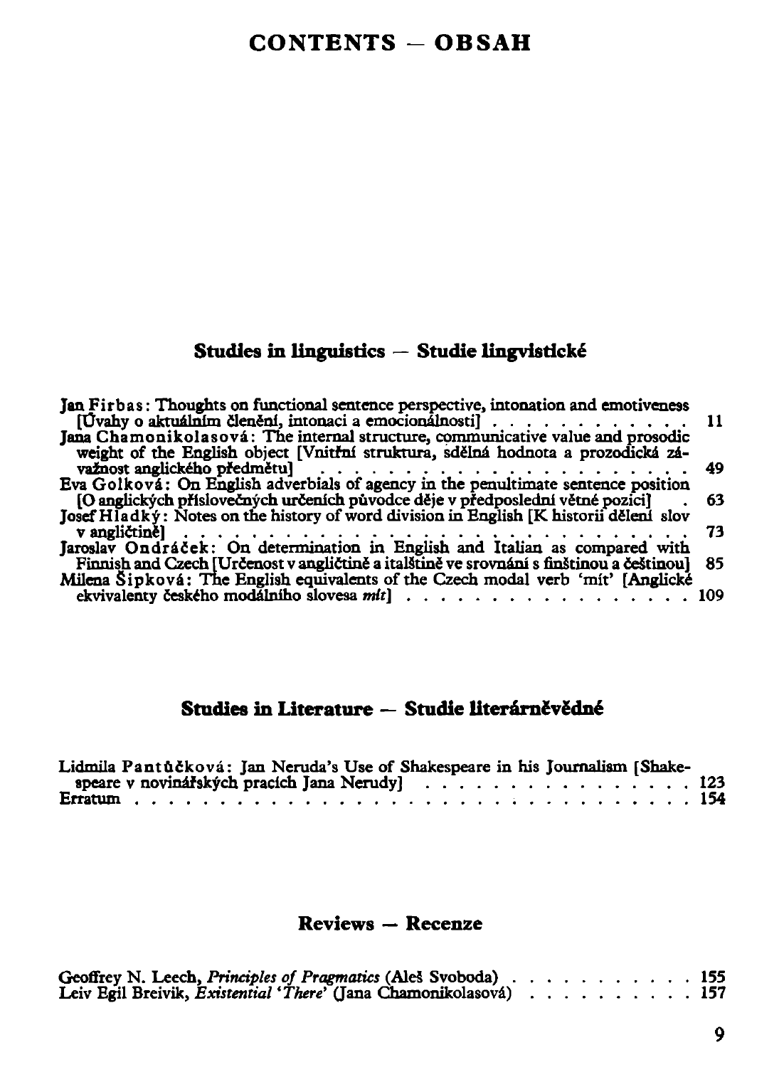# CONTENTS – OBSAH

## Studies in linguistics – Studie lingvistické

Jan Firbas: Thoughts on functional sentence perspective, intonation and emotiveness [Úvahy o aktuálním členění, intonaci a emocionálnosti] . . . . . . . . . . . . 11

Jana Chamonikolasová: The internal structure, communicative value and prosodic weight of the English object [Vnitřní struktura, sdělná hodnota a prozodická závažnost anglického předmětu] . . . . . . . . . . . . . . . . . . . . . . . 49

Eva Golková: On English adverbials of agency in the penultimate sentence position [O anglických příslovečných určeních původce děje v předposlední větné pozici] . 63

Josef Hladký: Notes on the history of word division in English [K historii dělení slov v angličtině] . . . . . . . . . . . . . . . . . . . . . . . . . . . . . . . 73

Jaroslav Ondráček: On determination in English and Italian as compared with Finnish and Czech [Určenost v angličtině a italštině ve srovnání s finštinou a češtinou] 85

Milena Šipková: The English equivalents of the Czech modal verb 'mít' [Anglické ekvivalenty českého modálního slovesa *mít*] . . . . . . . . . . . . . . . . . 109

## Studies in Literature – Studie literárněvědné

Lidmila Pantůčková: Jan Neruda's Use of Shakespeare in his Journalism [Shakespeare v novinářských pracích Jana Nerudy] . . . . . . . . . . . . . . . . . 123

Erratum . . . . . . . . . . . . . . . . . . . . . . . . . . . . . . . . . . . 154

## Reviews – Recenze

Geoffrey N. Leech, *Principles of Pragmatics* (Aleš Svoboda) . . . . . . . . . . . 155

Leiv Egil Breivik, *Existential 'There'* (Jana Chamonikolasová) . . . . . . . . . . 157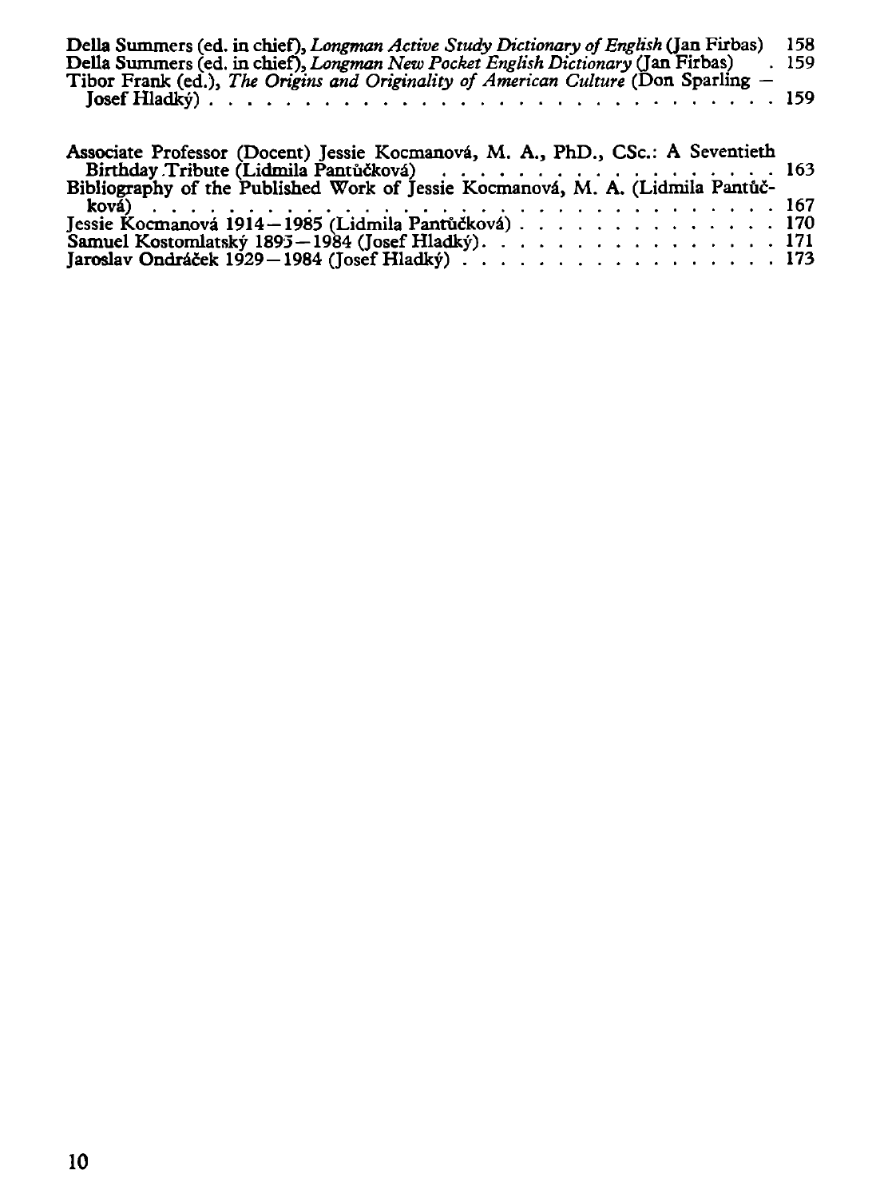Della Summers (ed. in chief), *Longman Active Study Dictionary of English* (Jan Firbas) 158
Della Summers (ed. in chief), *Longman New Pocket English Dictionary* (Jan Firbas) . 159
Tibor Frank (ed.), *The Origins and Originality of American Culture* (Don Sparling — Josef Hladký) . . . . . . . . . . . . . . . . . . . . . . . . . . . . . . . . 159

Associate Professor (Docent) Jessie Kocmanová, M. A., PhD., CSc.: A Seventieth Birthday Tribute (Lidmila Pantůčková) . . . . . . . . . . . . . . . . . . . . 163
Bibliography of the Published Work of Jessie Kocmanová, M. A. (Lidmila Pantůčková) . . . . . . . . . . . . . . . . . . . . . . . . . . . . . . . . 167
Jessie Kocmanová 1914—1985 (Lidmila Pantůčková) . . . . . . . . . . . . . . . 170
Samuel Kostomlatský 1893—1984 (Josef Hladký). . . . . . . . . . . . . . . . . 171
Jaroslav Ondráček 1929—1984 (Josef Hladký) . . . . . . . . . . . . . . . . . . 173